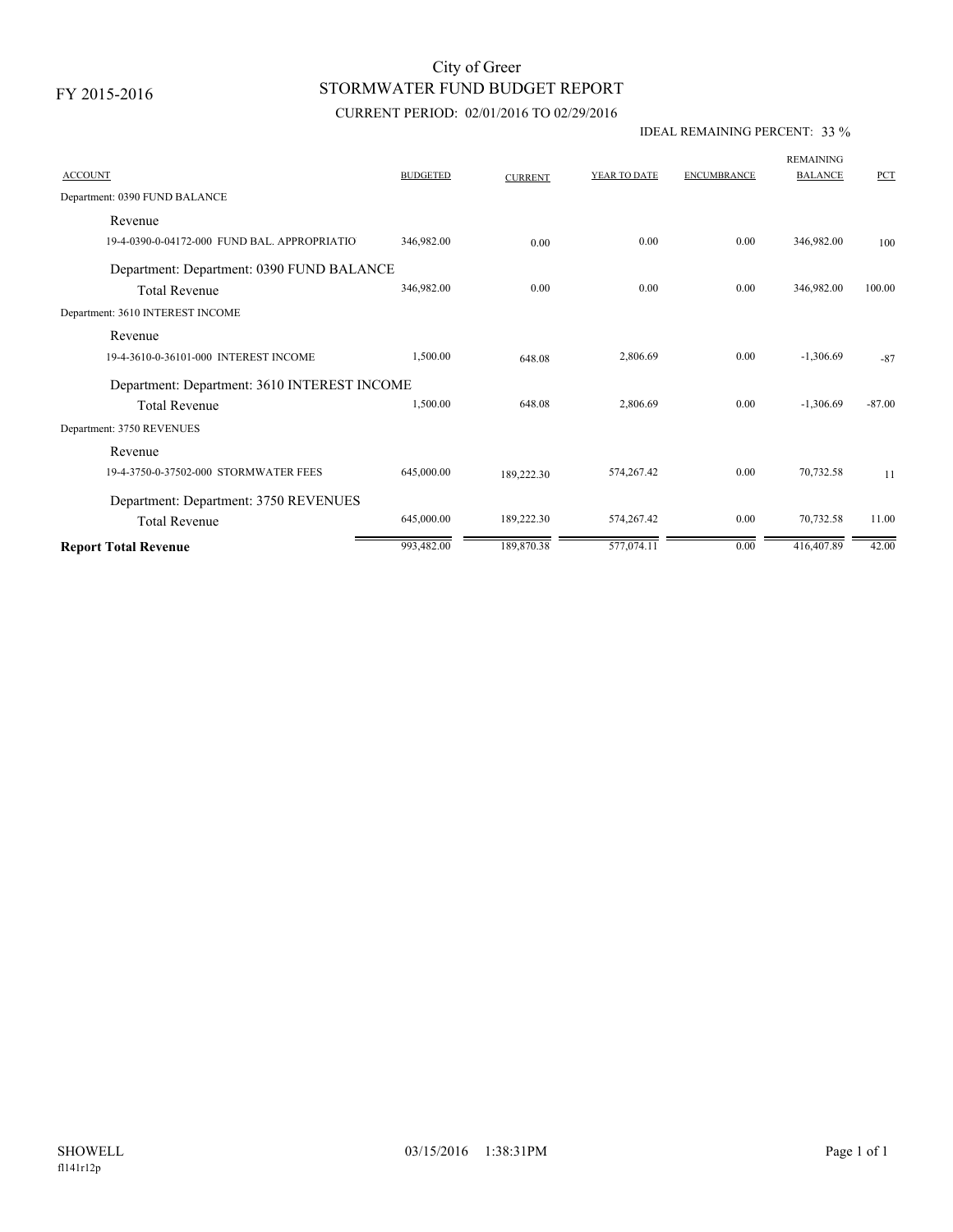FY 2015-2016

# City of Greer
## STORMWATER FUND BUDGET REPORT

CURRENT PERIOD: 02/01/2016 TO 02/29/2016

IDEAL REMAINING PERCENT: 33 %

| ACCOUNT | BUDGETED | CURRENT | YEAR TO DATE | ENCUMBRANCE | REMAINING BALANCE | PCT |
|---|---|---|---|---|---|---|
| Department: 0390 FUND BALANCE | | | | | | |
| Revenue | | | | | | |
| 19-4-0390-0-04172-000 FUND BAL. APPROPRIATIO | 346,982.00 | 0.00 | 0.00 | 0.00 | 346,982.00 | 100 |
| Department: Department: 0390 FUND BALANCE | | | | | | |
| Total Revenue | 346,982.00 | 0.00 | 0.00 | 0.00 | 346,982.00 | 100.00 |
| Department: 3610 INTEREST INCOME | | | | | | |
| Revenue | | | | | | |
| 19-4-3610-0-36101-000 INTEREST INCOME | 1,500.00 | 648.08 | 2,806.69 | 0.00 | -1,306.69 | -87 |
| Department: Department: 3610 INTEREST INCOME | | | | | | |
| Total Revenue | 1,500.00 | 648.08 | 2,806.69 | 0.00 | -1,306.69 | -87.00 |
| Department: 3750 REVENUES | | | | | | |
| Revenue | | | | | | |
| 19-4-3750-0-37502-000 STORMWATER FEES | 645,000.00 | 189,222.30 | 574,267.42 | 0.00 | 70,732.58 | 11 |
| Department: Department: 3750 REVENUES | | | | | | |
| Total Revenue | 645,000.00 | 189,222.30 | 574,267.42 | 0.00 | 70,732.58 | 11.00 |
| **Report Total Revenue** | 993,482.00 | 189,870.38 | 577,074.11 | 0.00 | 416,407.89 | 42.00 |

SHOWELL 03/15/2016 1:38:31PM

fl141r12p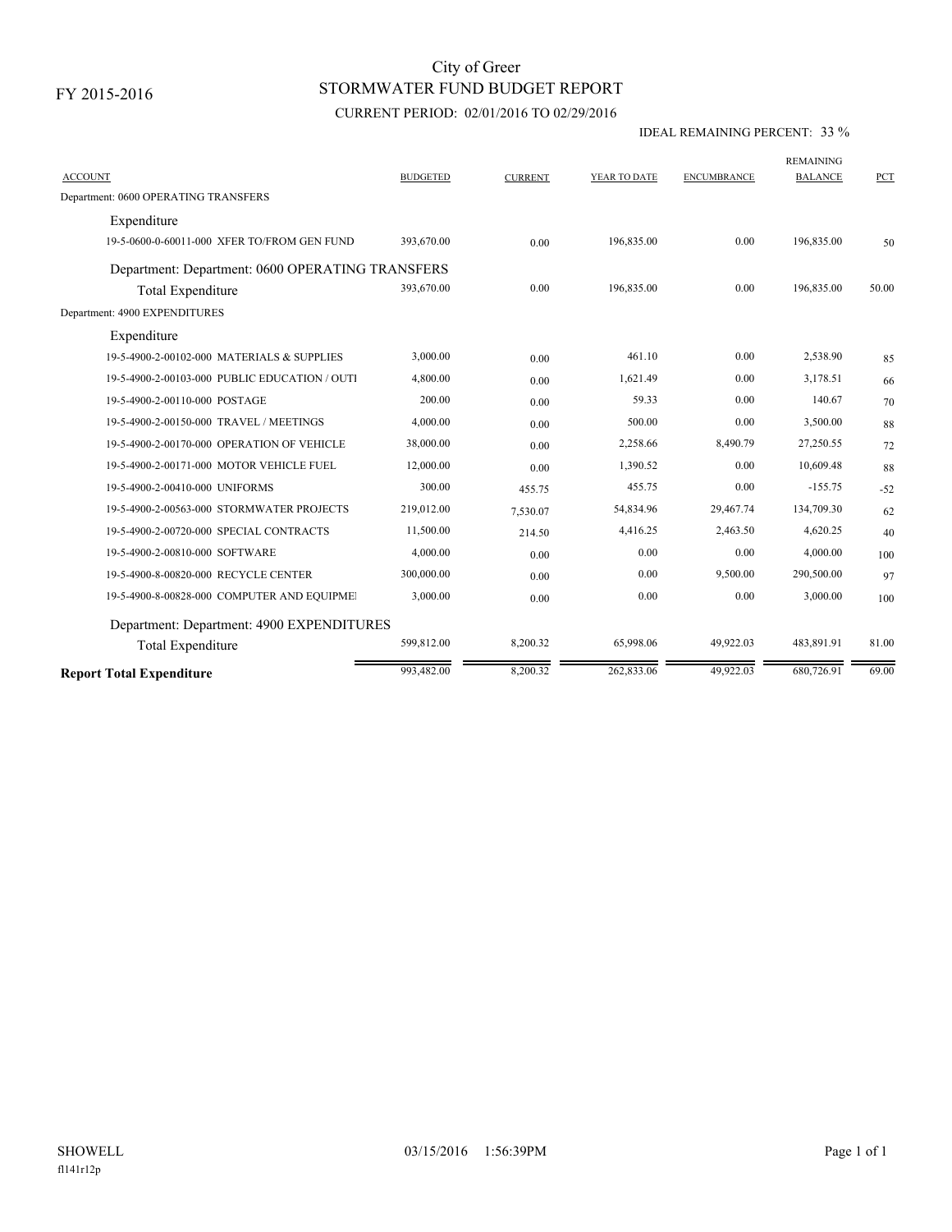FY 2015-2016

# City of Greer
## STORMWATER FUND BUDGET REPORT

CURRENT PERIOD: 02/01/2016 TO 02/29/2016

IDEAL REMAINING PERCENT: 33 %

| ACCOUNT | BUDGETED | CURRENT | YEAR TO DATE | ENCUMBRANCE | REMAINING BALANCE | PCT |
|---|---|---|---|---|---|---|
| Department: 0600 OPERATING TRANSFERS | | | | | | |
| Expenditure | | | | | | |
| 19-5-0600-0-60011-000 XFER TO/FROM GEN FUND | 393,670.00 | 0.00 | 196,835.00 | 0.00 | 196,835.00 | 50 |
| Department: Department: 0600 OPERATING TRANSFERS | | | | | | |
| Total Expenditure | 393,670.00 | 0.00 | 196,835.00 | 0.00 | 196,835.00 | 50.00 |
| Department: 4900 EXPENDITURES | | | | | | |
| Expenditure | | | | | | |
| 19-5-4900-2-00102-000 MATERIALS & SUPPLIES | 3,000.00 | 0.00 | 461.10 | 0.00 | 2,538.90 | 85 |
| 19-5-4900-2-00103-000 PUBLIC EDUCATION / OUTI | 4,800.00 | 0.00 | 1,621.49 | 0.00 | 3,178.51 | 66 |
| 19-5-4900-2-00110-000 POSTAGE | 200.00 | 0.00 | 59.33 | 0.00 | 140.67 | 70 |
| 19-5-4900-2-00150-000 TRAVEL / MEETINGS | 4,000.00 | 0.00 | 500.00 | 0.00 | 3,500.00 | 88 |
| 19-5-4900-2-00170-000 OPERATION OF VEHICLE | 38,000.00 | 0.00 | 2,258.66 | 8,490.79 | 27,250.55 | 72 |
| 19-5-4900-2-00171-000 MOTOR VEHICLE FUEL | 12,000.00 | 0.00 | 1,390.52 | 0.00 | 10,609.48 | 88 |
| 19-5-4900-2-00410-000 UNIFORMS | 300.00 | 455.75 | 455.75 | 0.00 | -155.75 | -52 |
| 19-5-4900-2-00563-000 STORMWATER PROJECTS | 219,012.00 | 7,530.07 | 54,834.96 | 29,467.74 | 134,709.30 | 62 |
| 19-5-4900-2-00720-000 SPECIAL CONTRACTS | 11,500.00 | 214.50 | 4,416.25 | 2,463.50 | 4,620.25 | 40 |
| 19-5-4900-2-00810-000 SOFTWARE | 4,000.00 | 0.00 | 0.00 | 0.00 | 4,000.00 | 100 |
| 19-5-4900-8-00820-000 RECYCLE CENTER | 300,000.00 | 0.00 | 0.00 | 9,500.00 | 290,500.00 | 97 |
| 19-5-4900-8-00828-000 COMPUTER AND EQUIPMEI | 3,000.00 | 0.00 | 0.00 | 0.00 | 3,000.00 | 100 |
| Department: Department: 4900 EXPENDITURES | | | | | | |
| Total Expenditure | 599,812.00 | 8,200.32 | 65,998.06 | 49,922.03 | 483,891.91 | 81.00 |
| **Report Total Expenditure** | 993,482.00 | 8,200.32 | 262,833.06 | 49,922.03 | 680,726.91 | 69.00 |

SHOWELL 03/15/2016 1:56:39PM

fl141r12p